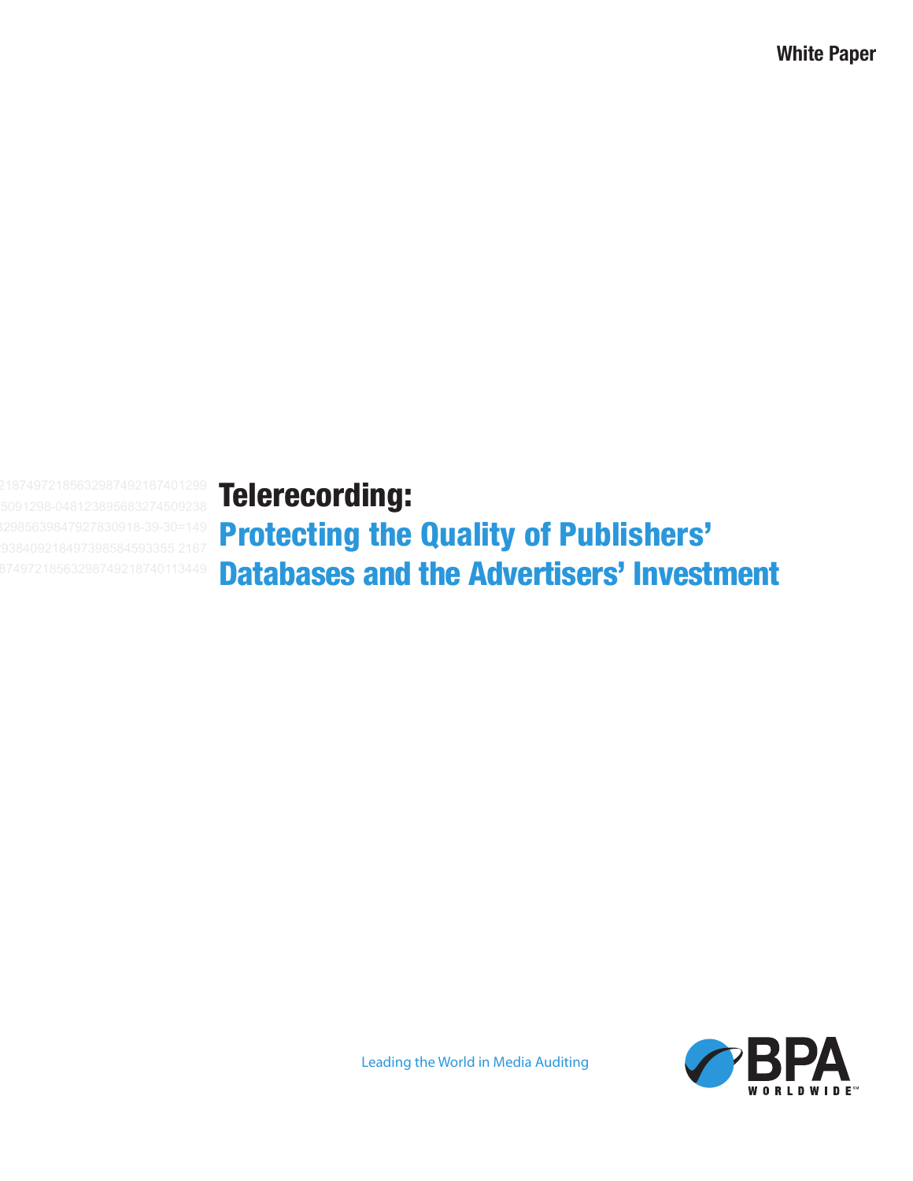White Paper

# Telerecording:

## Protecting the Quality of Publishers' Databases and the Advertisers' Investment

Leading the World in Media Auditing

BPA WORLDWIDE™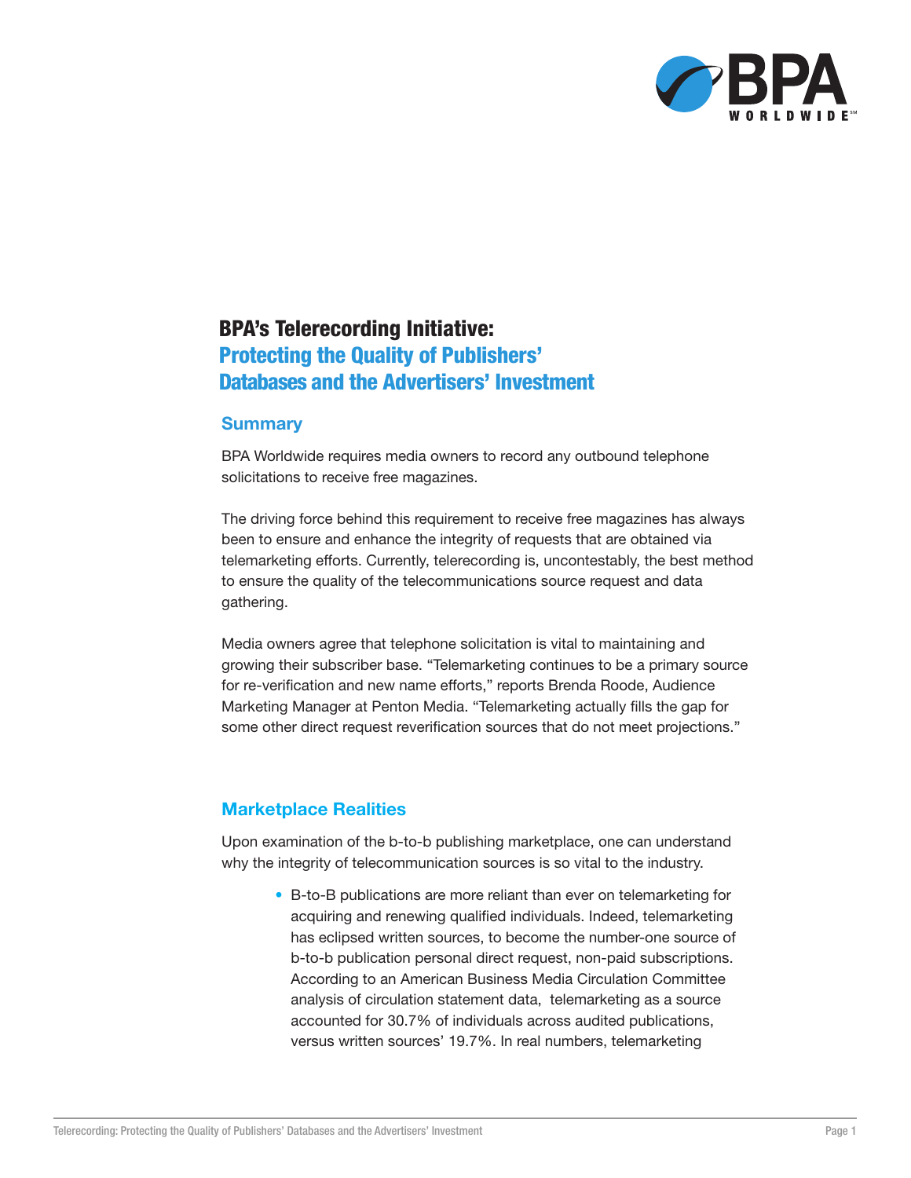# BPA's Telerecording Initiative: Protecting the Quality of Publishers' Databases and the Advertisers' Investment

## Summary

BPA Worldwide requires media owners to record any outbound telephone solicitations to receive free magazines.

The driving force behind this requirement to receive free magazines has always been to ensure and enhance the integrity of requests that are obtained via telemarketing efforts. Currently, telerecording is, uncontestably, the best method to ensure the quality of the telecommunications source request and data gathering.

Media owners agree that telephone solicitation is vital to maintaining and growing their subscriber base. "Telemarketing continues to be a primary source for re-verification and new name efforts," reports Brenda Roode, Audience Marketing Manager at Penton Media. "Telemarketing actually fills the gap for some other direct request reverification sources that do not meet projections."

## Marketplace Realities

Upon examination of the b-to-b publishing marketplace, one can understand why the integrity of telecommunication sources is so vital to the industry.

- B-to-B publications are more reliant than ever on telemarketing for acquiring and renewing qualified individuals. Indeed, telemarketing has eclipsed written sources, to become the number-one source of b-to-b publication personal direct request, non-paid subscriptions. According to an American Business Media Circulation Committee analysis of circulation statement data, telemarketing as a source accounted for 30.7% of individuals across audited publications, versus written sources' 19.7%. In real numbers, telemarketing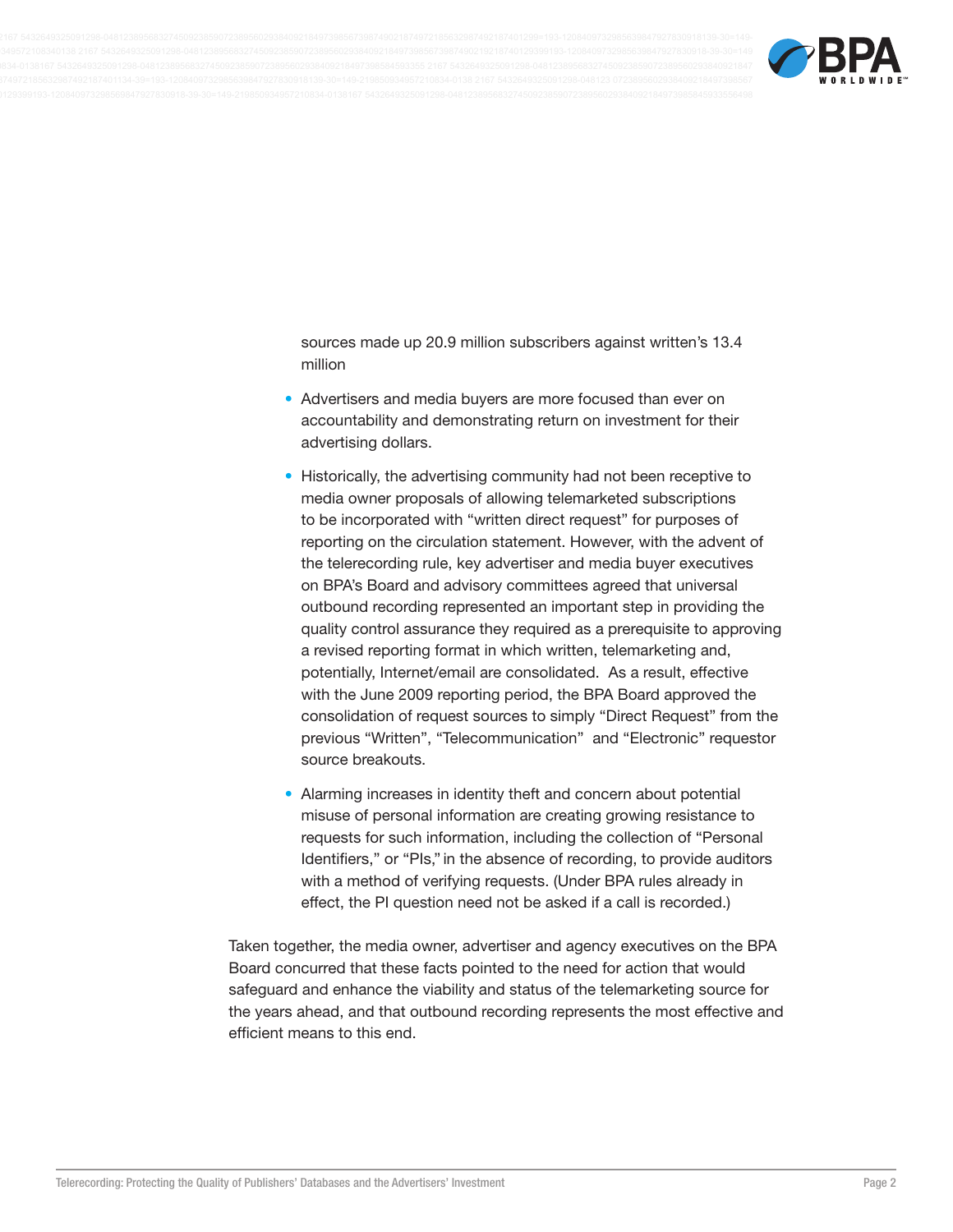sources made up 20.9 million subscribers against written's 13.4 million

- Advertisers and media buyers are more focused than ever on accountability and demonstrating return on investment for their advertising dollars.
- Historically, the advertising community had not been receptive to media owner proposals of allowing telemarketed subscriptions to be incorporated with "written direct request" for purposes of reporting on the circulation statement. However, with the advent of the telerecording rule, key advertiser and media buyer executives on BPA's Board and advisory committees agreed that universal outbound recording represented an important step in providing the quality control assurance they required as a prerequisite to approving a revised reporting format in which written, telemarketing and, potentially, Internet/email are consolidated. As a result, effective with the June 2009 reporting period, the BPA Board approved the consolidation of request sources to simply "Direct Request" from the previous "Written", "Telecommunication" and "Electronic" requestor source breakouts.
- Alarming increases in identity theft and concern about potential misuse of personal information are creating growing resistance to requests for such information, including the collection of "Personal Identifiers," or "PIs," in the absence of recording, to provide auditors with a method of verifying requests. (Under BPA rules already in effect, the PI question need not be asked if a call is recorded.)

Taken together, the media owner, advertiser and agency executives on the BPA Board concurred that these facts pointed to the need for action that would safeguard and enhance the viability and status of the telemarketing source for the years ahead, and that outbound recording represents the most effective and efficient means to this end.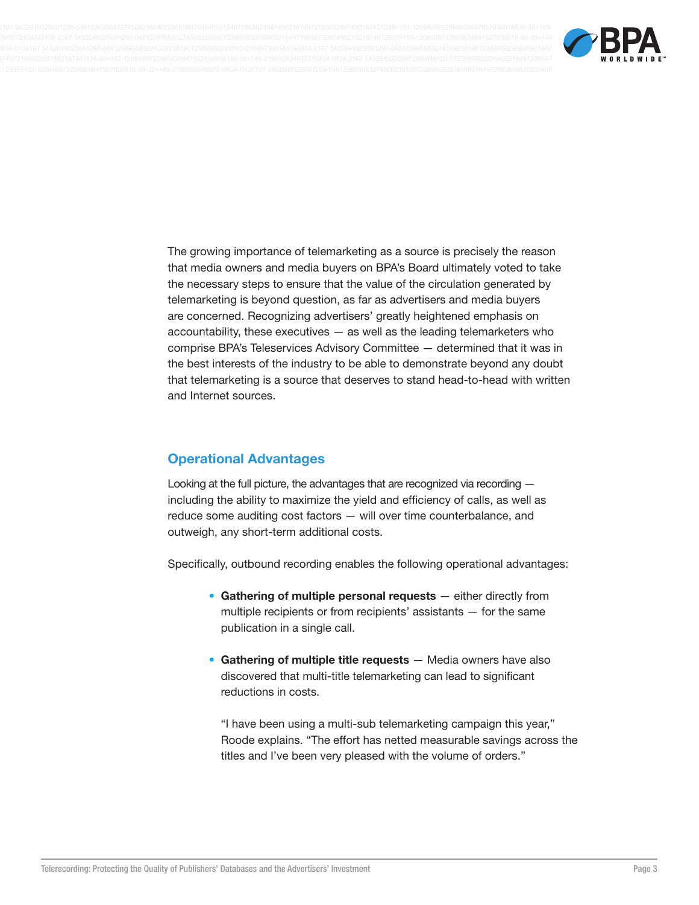The growing importance of telemarketing as a source is precisely the reason that media owners and media buyers on BPA's Board ultimately voted to take the necessary steps to ensure that the value of the circulation generated by telemarketing is beyond question, as far as advertisers and media buyers are concerned. Recognizing advertisers' greatly heightened emphasis on accountability, these executives — as well as the leading telemarketers who comprise BPA's Teleservices Advisory Committee — determined that it was in the best interests of the industry to be able to demonstrate beyond any doubt that telemarketing is a source that deserves to stand head-to-head with written and Internet sources.

## Operational Advantages

Looking at the full picture, the advantages that are recognized via recording — including the ability to maximize the yield and efficiency of calls, as well as reduce some auditing cost factors — will over time counterbalance, and outweigh, any short-term additional costs.

Specifically, outbound recording enables the following operational advantages:

- **Gathering of multiple personal requests** — either directly from multiple recipients or from recipients' assistants — for the same publication in a single call.

- **Gathering of multiple title requests** — Media owners have also discovered that multi-title telemarketing can lead to significant reductions in costs.

  "I have been using a multi-sub telemarketing campaign this year," Roode explains. "The effort has netted measurable savings across the titles and I've been very pleased with the volume of orders."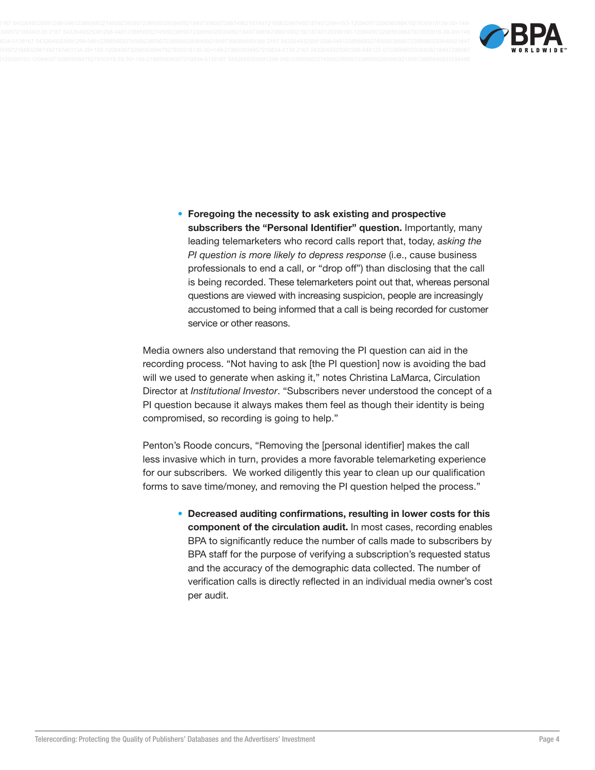- **Foregoing the necessity to ask existing and prospective subscribers the "Personal Identifier" question.** Importantly, many leading telemarketers who record calls report that, today, *asking the PI question is more likely to depress response* (i.e., cause business professionals to end a call, or "drop off") than disclosing that the call is being recorded. These telemarketers point out that, whereas personal questions are viewed with increasing suspicion, people are increasingly accustomed to being informed that a call is being recorded for customer service or other reasons.

Media owners also understand that removing the PI question can aid in the recording process. "Not having to ask [the PI question] now is avoiding the bad will we used to generate when asking it," notes Christina LaMarca, Circulation Director at *Institutional Investor*. "Subscribers never understood the concept of a PI question because it always makes them feel as though their identity is being compromised, so recording is going to help."

Penton's Roode concurs, "Removing the [personal identifier] makes the call less invasive which in turn, provides a more favorable telemarketing experience for our subscribers. We worked diligently this year to clean up our qualification forms to save time/money, and removing the PI question helped the process."

- **Decreased auditing confirmations, resulting in lower costs for this component of the circulation audit.** In most cases, recording enables BPA to significantly reduce the number of calls made to subscribers by BPA staff for the purpose of verifying a subscription's requested status and the accuracy of the demographic data collected. The number of verification calls is directly reflected in an individual media owner's cost per audit.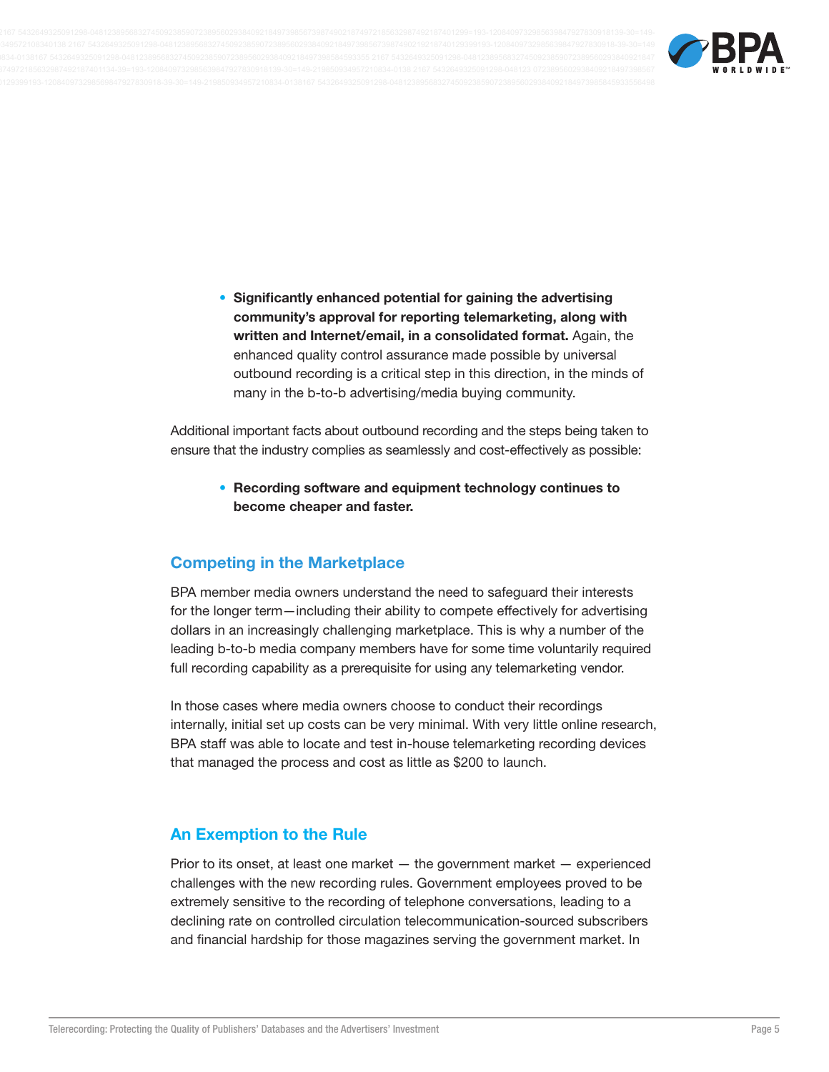- **Significantly enhanced potential for gaining the advertising community's approval for reporting telemarketing, along with written and Internet/email, in a consolidated format.** Again, the enhanced quality control assurance made possible by universal outbound recording is a critical step in this direction, in the minds of many in the b-to-b advertising/media buying community.

Additional important facts about outbound recording and the steps being taken to ensure that the industry complies as seamlessly and cost-effectively as possible:

- **Recording software and equipment technology continues to become cheaper and faster.**

## Competing in the Marketplace

BPA member media owners understand the need to safeguard their interests for the longer term—including their ability to compete effectively for advertising dollars in an increasingly challenging marketplace. This is why a number of the leading b-to-b media company members have for some time voluntarily required full recording capability as a prerequisite for using any telemarketing vendor.

In those cases where media owners choose to conduct their recordings internally, initial set up costs can be very minimal. With very little online research, BPA staff was able to locate and test in-house telemarketing recording devices that managed the process and cost as little as $200 to launch.

## An Exemption to the Rule

Prior to its onset, at least one market — the government market — experienced challenges with the new recording rules. Government employees proved to be extremely sensitive to the recording of telephone conversations, leading to a declining rate on controlled circulation telecommunication-sourced subscribers and financial hardship for those magazines serving the government market. In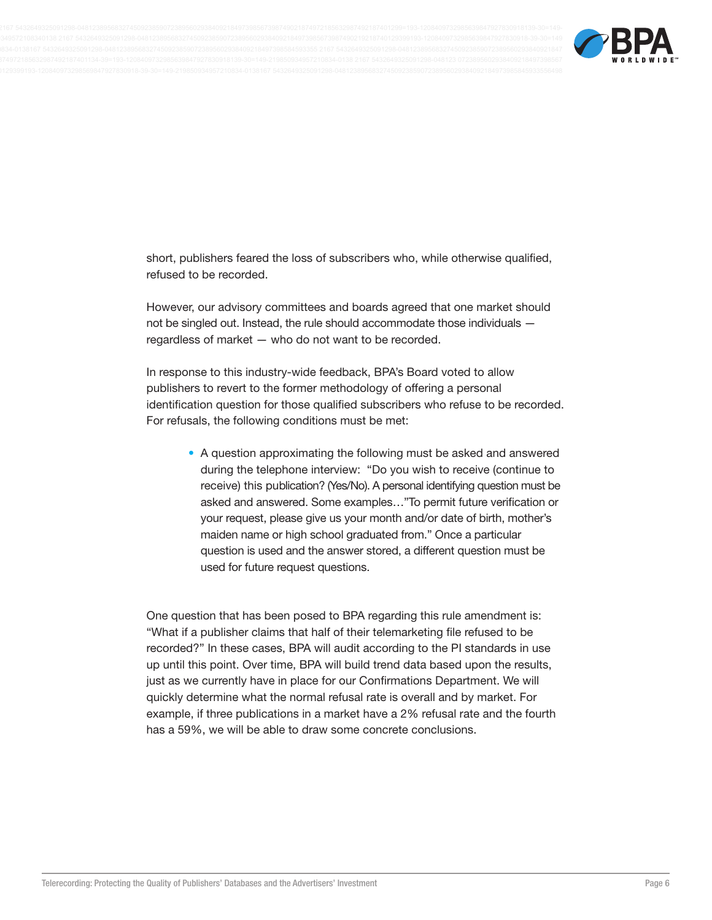short, publishers feared the loss of subscribers who, while otherwise qualified, refused to be recorded.

However, our advisory committees and boards agreed that one market should not be singled out. Instead, the rule should accommodate those individuals — regardless of market — who do not want to be recorded.

In response to this industry-wide feedback, BPA's Board voted to allow publishers to revert to the former methodology of offering a personal identification question for those qualified subscribers who refuse to be recorded. For refusals, the following conditions must be met:

- A question approximating the following must be asked and answered during the telephone interview: "Do you wish to receive (continue to receive) this publication? (Yes/No). A personal identifying question must be asked and answered. Some examples…"To permit future verification or your request, please give us your month and/or date of birth, mother's maiden name or high school graduated from." Once a particular question is used and the answer stored, a different question must be used for future request questions.

One question that has been posed to BPA regarding this rule amendment is: "What if a publisher claims that half of their telemarketing file refused to be recorded?" In these cases, BPA will audit according to the PI standards in use up until this point. Over time, BPA will build trend data based upon the results, just as we currently have in place for our Confirmations Department. We will quickly determine what the normal refusal rate is overall and by market. For example, if three publications in a market have a 2% refusal rate and the fourth has a 59%, we will be able to draw some concrete conclusions.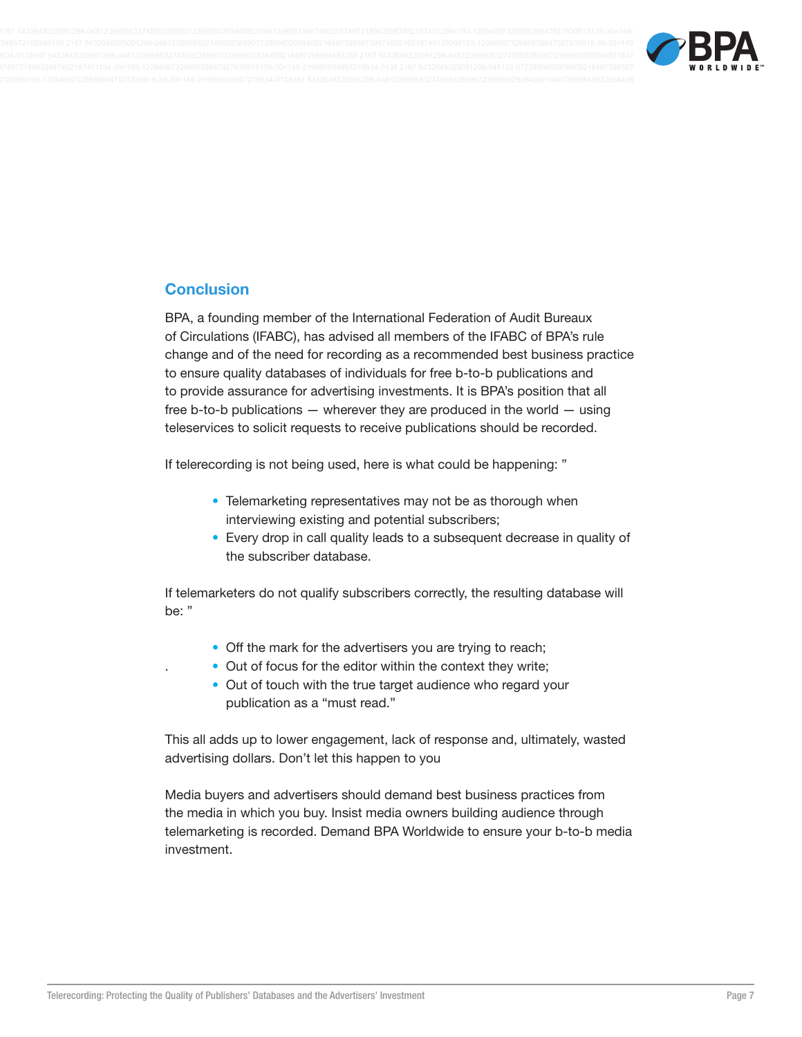## Conclusion

BPA, a founding member of the International Federation of Audit Bureaux of Circulations (IFABC), has advised all members of the IFABC of BPA's rule change and of the need for recording as a recommended best business practice to ensure quality databases of individuals for free b-to-b publications and to provide assurance for advertising investments. It is BPA's position that all free b-to-b publications — wherever they are produced in the world — using teleservices to solicit requests to receive publications should be recorded.

If telerecording is not being used, here is what could be happening: "

- Telemarketing representatives may not be as thorough when interviewing existing and potential subscribers;
- Every drop in call quality leads to a subsequent decrease in quality of the subscriber database.

If telemarketers do not qualify subscribers correctly, the resulting database will be: "

- Off the mark for the advertisers you are trying to reach;
- Out of focus for the editor within the context they write;
- Out of touch with the true target audience who regard your publication as a "must read."

This all adds up to lower engagement, lack of response and, ultimately, wasted advertising dollars. Don't let this happen to you

Media buyers and advertisers should demand best business practices from the media in which you buy. Insist media owners building audience through telemarketing is recorded. Demand BPA Worldwide to ensure your b-to-b media investment.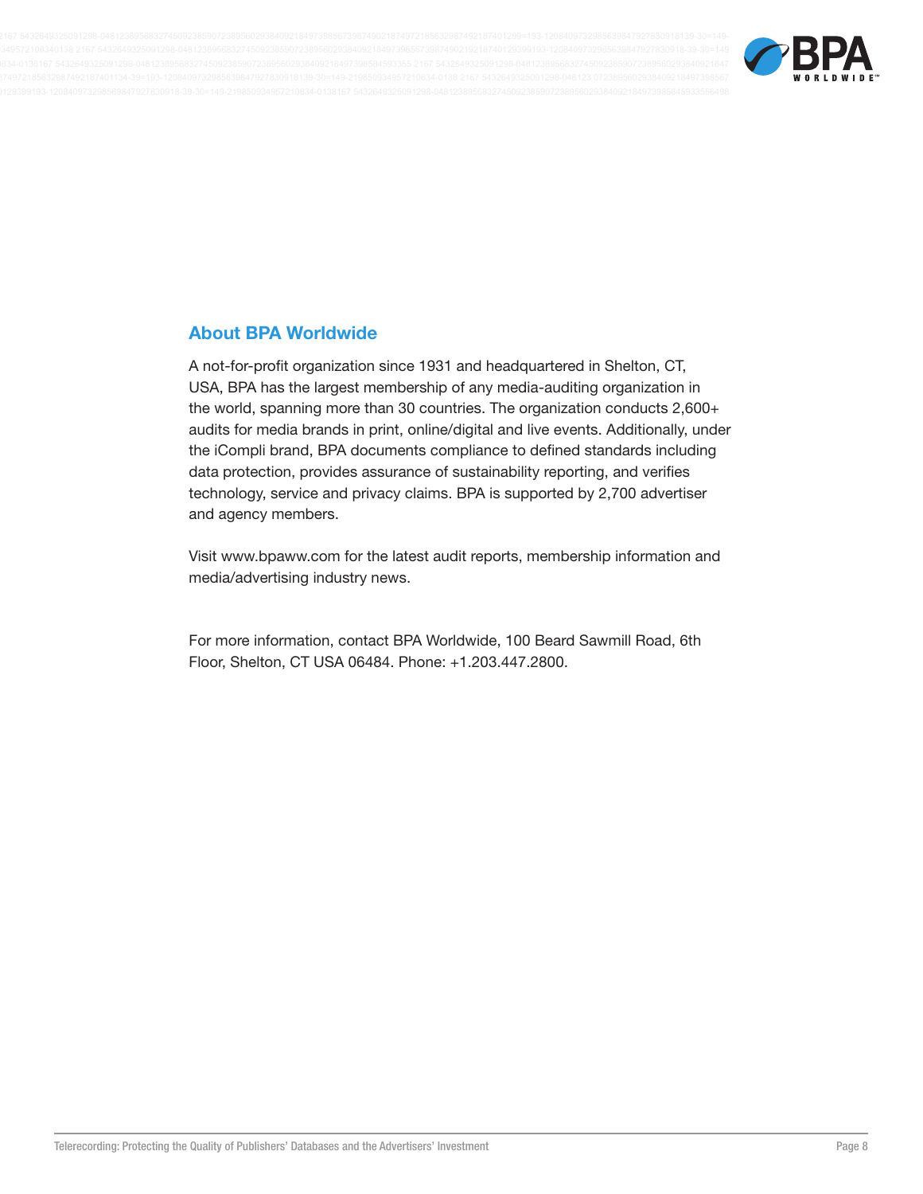## About BPA Worldwide

A not-for-profit organization since 1931 and headquartered in Shelton, CT, USA, BPA has the largest membership of any media-auditing organization in the world, spanning more than 30 countries. The organization conducts 2,600+ audits for media brands in print, online/digital and live events. Additionally, under the iCompli brand, BPA documents compliance to defined standards including data protection, provides assurance of sustainability reporting, and verifies technology, service and privacy claims. BPA is supported by 2,700 advertiser and agency members.

Visit www.bpaww.com for the latest audit reports, membership information and media/advertising industry news.

For more information, contact BPA Worldwide, 100 Beard Sawmill Road, 6th Floor, Shelton, CT USA 06484. Phone: +1.203.447.2800.